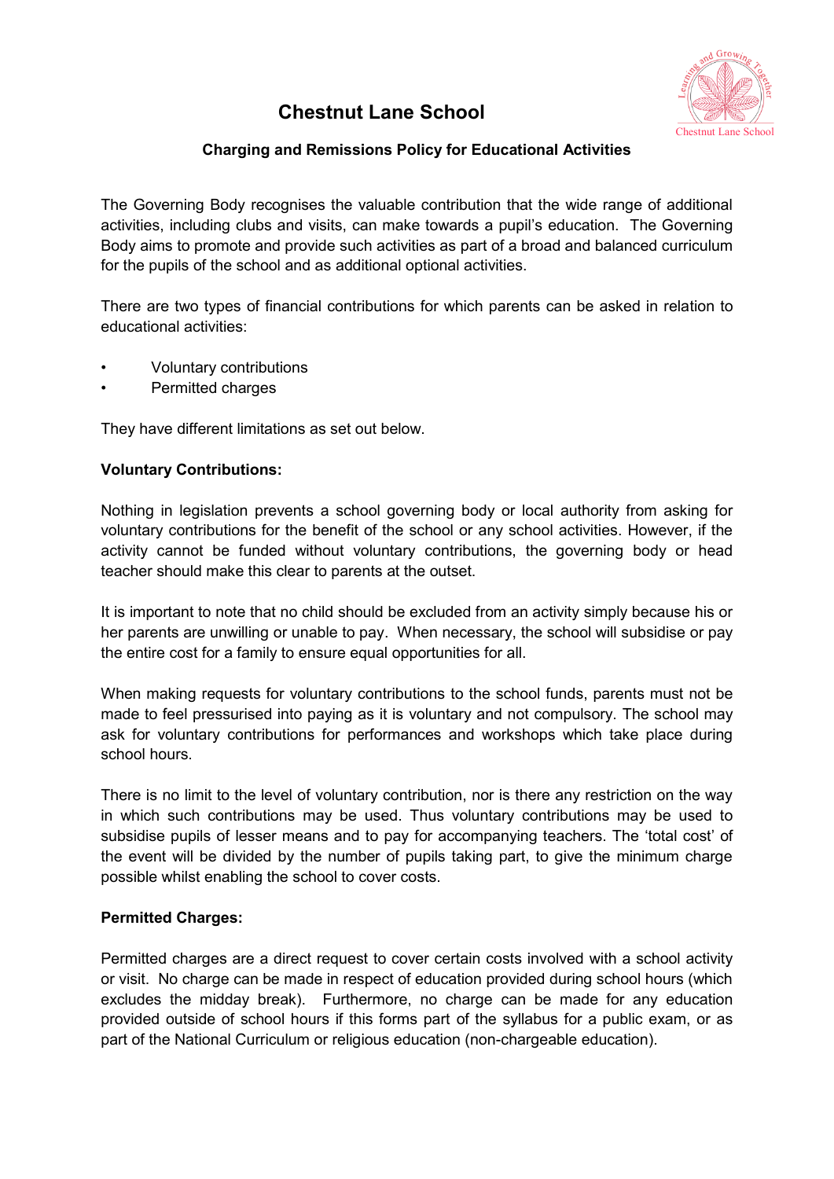# Chestnut Lane School

## Charging and Remissions Policy for Educational Activities

The Governing Body recognises the valuable contribution that the wide range of additional activities, including clubs and visits, can make towards a pupil's education. The Governing Body aims to promote and provide such activities as part of a broad and balanced curriculum for the pupils of the school and as additional optional activities.

There are two types of financial contributions for which parents can be asked in relation to educational activities:

- Voluntary contributions
- Permitted charges

They have different limitations as set out below.

**Voluntary Contributions:**

Nothing in legislation prevents a school governing body or local authority from asking for voluntary contributions for the benefit of the school or any school activities. However, if the activity cannot be funded without voluntary contributions, the governing body or head teacher should make this clear to parents at the outset.

It is important to note that no child should be excluded from an activity simply because his or her parents are unwilling or unable to pay. When necessary, the school will subsidise or pay the entire cost for a family to ensure equal opportunities for all.

When making requests for voluntary contributions to the school funds, parents must not be made to feel pressurised into paying as it is voluntary and not compulsory. The school may ask for voluntary contributions for performances and workshops which take place during school hours.

There is no limit to the level of voluntary contribution, nor is there any restriction on the way in which such contributions may be used. Thus voluntary contributions may be used to subsidise pupils of lesser means and to pay for accompanying teachers. The 'total cost' of the event will be divided by the number of pupils taking part, to give the minimum charge possible whilst enabling the school to cover costs.

**Permitted Charges:**

Permitted charges are a direct request to cover certain costs involved with a school activity or visit. No charge can be made in respect of education provided during school hours (which excludes the midday break). Furthermore, no charge can be made for any education provided outside of school hours if this forms part of the syllabus for a public exam, or as part of the National Curriculum or religious education (non-chargeable education).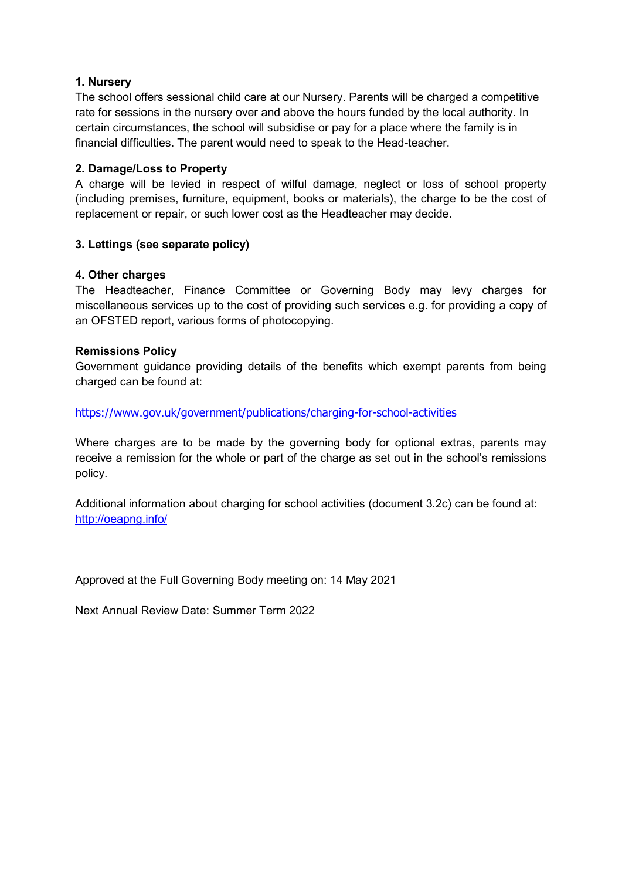**1. Nursery**

The school offers sessional child care at our Nursery. Parents will be charged a competitive rate for sessions in the nursery over and above the hours funded by the local authority. In certain circumstances, the school will subsidise or pay for a place where the family is in financial difficulties. The parent would need to speak to the Head-teacher.

**2. Damage/Loss to Property**

A charge will be levied in respect of wilful damage, neglect or loss of school property (including premises, furniture, equipment, books or materials), the charge to be the cost of replacement or repair, or such lower cost as the Headteacher may decide.

**3. Lettings (see separate policy)**

**4. Other charges**

The Headteacher, Finance Committee or Governing Body may levy charges for miscellaneous services up to the cost of providing such services e.g. for providing a copy of an OFSTED report, various forms of photocopying.

**Remissions Policy**

Government guidance providing details of the benefits which exempt parents from being charged can be found at:

https://www.gov.uk/government/publications/charging-for-school-activities

Where charges are to be made by the governing body for optional extras, parents may receive a remission for the whole or part of the charge as set out in the school's remissions policy.

Additional information about charging for school activities (document 3.2c) can be found at: http://oeapng.info/

Approved at the Full Governing Body meeting on: 14 May 2021

Next Annual Review Date: Summer Term 2022